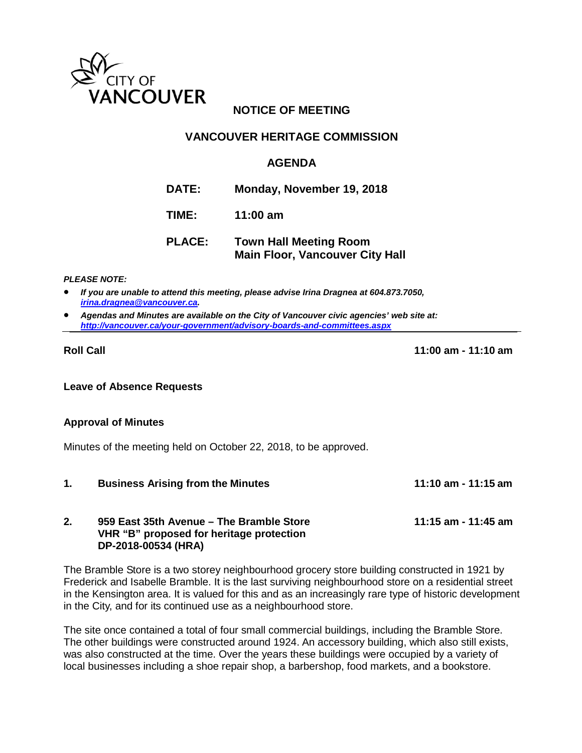CITY OF VANCOUVER

# NOTICE OF MEETING

## VANCOUVER HERITAGE COMMISSION

## AGENDA

**DATE:** Monday, November 19, 2018

**TIME:** 11:00 am

**PLACE:** Town Hall Meeting Room
Main Floor, Vancouver City Hall

***PLEASE NOTE:***

- ***If you are unable to attend this meeting, please advise Irina Dragnea at 604.873.7050, irina.dragnea@vancouver.ca.***
- ***Agendas and Minutes are available on the City of Vancouver civic agencies' web site at: http://vancouver.ca/your-government/advisory-boards-and-committees.aspx***

---

**Roll Call** — **11:00 am - 11:10 am**

**Leave of Absence Requests**

**Approval of Minutes**

Minutes of the meeting held on October 22, 2018, to be approved.

**1. Business Arising from the Minutes** — **11:10 am - 11:15 am**

**2. 959 East 35th Avenue – The Bramble Store** — **11:15 am - 11:45 am**
**VHR "B" proposed for heritage protection**
**DP-2018-00534 (HRA)**

The Bramble Store is a two storey neighbourhood grocery store building constructed in 1921 by Frederick and Isabelle Bramble. It is the last surviving neighbourhood store on a residential street in the Kensington area. It is valued for this and as an increasingly rare type of historic development in the City, and for its continued use as a neighbourhood store.

The site once contained a total of four small commercial buildings, including the Bramble Store. The other buildings were constructed around 1924. An accessory building, which also still exists, was also constructed at the time. Over the years these buildings were occupied by a variety of local businesses including a shoe repair shop, a barbershop, food markets, and a bookstore.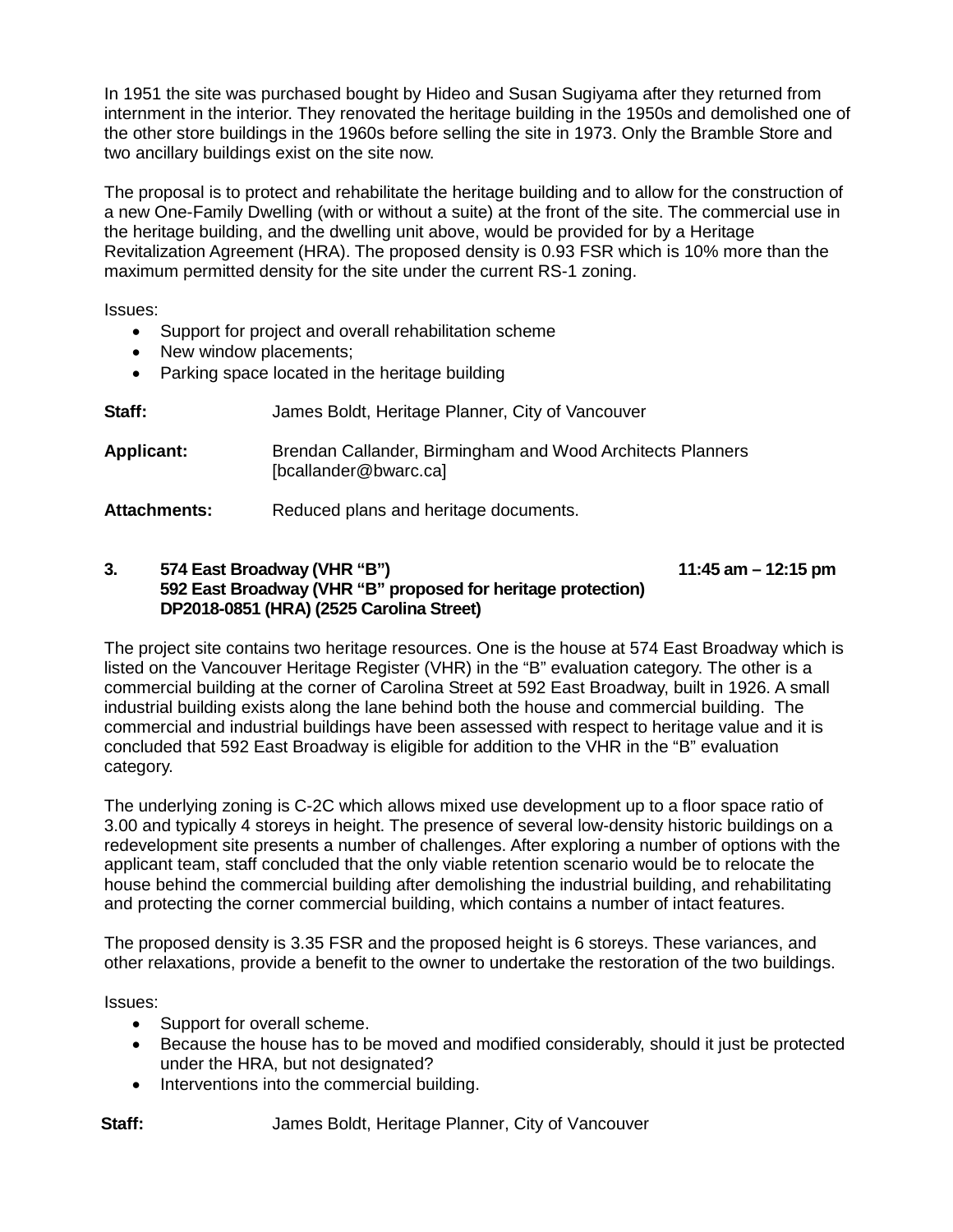In 1951 the site was purchased bought by Hideo and Susan Sugiyama after they returned from internment in the interior. They renovated the heritage building in the 1950s and demolished one of the other store buildings in the 1960s before selling the site in 1973. Only the Bramble Store and two ancillary buildings exist on the site now.

The proposal is to protect and rehabilitate the heritage building and to allow for the construction of a new One-Family Dwelling (with or without a suite) at the front of the site. The commercial use in the heritage building, and the dwelling unit above, would be provided for by a Heritage Revitalization Agreement (HRA). The proposed density is 0.93 FSR which is 10% more than the maximum permitted density for the site under the current RS-1 zoning.

Issues:

- Support for project and overall rehabilitation scheme
- New window placements;
- Parking space located in the heritage building

**Staff:** James Boldt, Heritage Planner, City of Vancouver

**Applicant:** Brendan Callander, Birmingham and Wood Architects Planners [bcallander@bwarc.ca]

**Attachments:** Reduced plans and heritage documents.

**3. 574 East Broadway (VHR "B") 11:45 am – 12:15 pm**
**592 East Broadway (VHR "B" proposed for heritage protection)**
**DP2018-0851 (HRA) (2525 Carolina Street)**

The project site contains two heritage resources. One is the house at 574 East Broadway which is listed on the Vancouver Heritage Register (VHR) in the "B" evaluation category. The other is a commercial building at the corner of Carolina Street at 592 East Broadway, built in 1926. A small industrial building exists along the lane behind both the house and commercial building. The commercial and industrial buildings have been assessed with respect to heritage value and it is concluded that 592 East Broadway is eligible for addition to the VHR in the "B" evaluation category.

The underlying zoning is C-2C which allows mixed use development up to a floor space ratio of 3.00 and typically 4 storeys in height. The presence of several low-density historic buildings on a redevelopment site presents a number of challenges. After exploring a number of options with the applicant team, staff concluded that the only viable retention scenario would be to relocate the house behind the commercial building after demolishing the industrial building, and rehabilitating and protecting the corner commercial building, which contains a number of intact features.

The proposed density is 3.35 FSR and the proposed height is 6 storeys. These variances, and other relaxations, provide a benefit to the owner to undertake the restoration of the two buildings.

Issues:

- Support for overall scheme.
- Because the house has to be moved and modified considerably, should it just be protected under the HRA, but not designated?
- Interventions into the commercial building.

**Staff:** James Boldt, Heritage Planner, City of Vancouver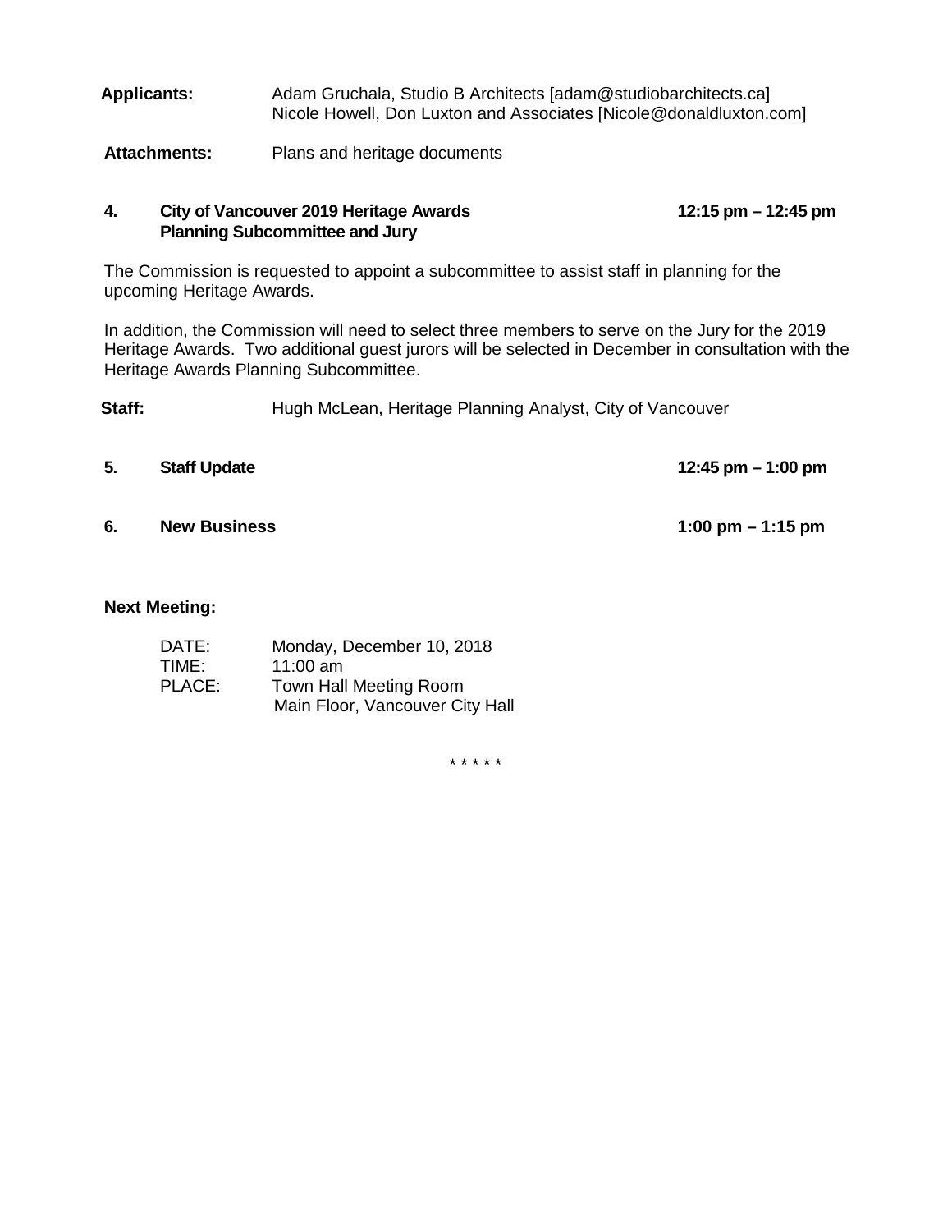**Applicants:** Adam Gruchala, Studio B Architects [adam@studiobarchitects.ca]
Nicole Howell, Don Luxton and Associates [Nicole@donaldluxton.com]

**Attachments:** Plans and heritage documents

### 4. City of Vancouver 2019 Heritage Awards Planning Subcommittee and Jury — 12:15 pm – 12:45 pm

The Commission is requested to appoint a subcommittee to assist staff in planning for the upcoming Heritage Awards.

In addition, the Commission will need to select three members to serve on the Jury for the 2019 Heritage Awards. Two additional guest jurors will be selected in December in consultation with the Heritage Awards Planning Subcommittee.

**Staff:** Hugh McLean, Heritage Planning Analyst, City of Vancouver

### 5. Staff Update — 12:45 pm – 1:00 pm

### 6. New Business — 1:00 pm – 1:15 pm

**Next Meeting:**

DATE: Monday, December 10, 2018
TIME: 11:00 am
PLACE: Town Hall Meeting Room
Main Floor, Vancouver City Hall

* * * * *